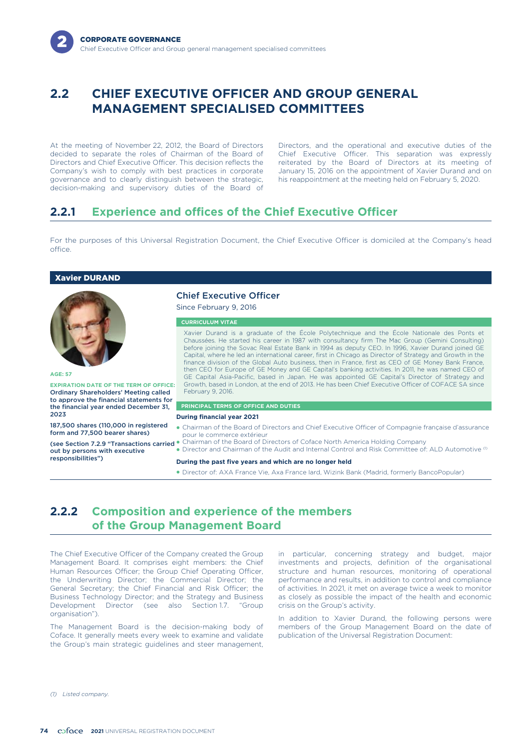## 2.2 CHIEF EXECUTIVE OFFICER AND GROUP GENERAL MANAGEMENT SPECIALISED COMMITTEES

At the meeting of November 22, 2012, the Board of Directors decided to separate the roles of Chairman of the Board of Directors and Chief Executive Officer. This decision reflects the Company's wish to comply with best practices in corporate governance and to clearly distinguish between the strategic, decision-making and supervisory duties of the Board of Directors, and the operational and executive duties of the Chief Executive Officer. This separation was expressly reiterated by the Board of Directors at its meeting of January 15, 2016 on the appointment of Xavier Durand and on his reappointment at the meeting held on February 5, 2020.

### 2.2.1 Experience and offices of the Chief Executive Officer

For the purposes of this Universal Registration Document, the Chief Executive Officer is domiciled at the Company's head office.

#### Xavier DURAND

**AGE: 57**

**EXPIRATION DATE OF THE TERM OF OFFICE:**
**Ordinary Shareholders' Meeting called to approve the financial statements for the financial year ended December 31, 2023**

**187,500 shares (110,000 in registered form and 77,500 bearer shares)**

**(see Section 7.2.9 "Transactions carried out by persons with executive responsibilities")**

**Chief Executive Officer**

Since February 9, 2016

**CURRICULUM VITAE**

Xavier Durand is a graduate of the École Polytechnique and the École Nationale des Ponts et Chaussées. He started his career in 1987 with consultancy firm The Mac Group (Gemini Consulting) before joining the Sovac Real Estate Bank in 1994 as deputy CEO. In 1996, Xavier Durand joined GE Capital, where he led an international career, first in Chicago as Director of Strategy and Growth in the finance division of the Global Auto business, then in France, first as CEO of GE Money Bank France, then CEO for Europe of GE Money and GE Capital's banking activities. In 2011, he was named CEO of GE Capital Asia-Pacific, based in Japan. He was appointed GE Capital's Director of Strategy and Growth, based in London, at the end of 2013. He has been Chief Executive Officer of COFACE SA since February 9, 2016.

**PRINCIPAL TERMS OF OFFICE AND DUTIES**

**During financial year 2021**

- Chairman of the Board of Directors and Chief Executive Officer of Compagnie française d'assurance pour le commerce extérieur
- Chairman of the Board of Directors of Coface North America Holding Company
- Director and Chairman of the Audit and Internal Control and Risk Committee of: ALD Automotive [(1)]

**During the past five years and which are no longer held**

- Director of: AXA France Vie, Axa France Iard, Wizink Bank (Madrid, formerly BancoPopular)

### 2.2.2 Composition and experience of the members of the Group Management Board

The Chief Executive Officer of the Company created the Group Management Board. It comprises eight members: the Chief Human Resources Officer; the Group Chief Operating Officer, the Underwriting Director; the Commercial Director; the General Secretary; the Chief Financial and Risk Officer; the Business Technology Director; and the Strategy and Business Development Director (see also Section 1.7. "Group organisation").

The Management Board is the decision-making body of Coface. It generally meets every week to examine and validate the Group's main strategic guidelines and steer management, in particular, concerning strategy and budget, major investments and projects, definition of the organisational structure and human resources, monitoring of operational performance and results, in addition to control and compliance of activities. In 2021, it met on average twice a week to monitor as closely as possible the impact of the health and economic crisis on the Group's activity.

In addition to Xavier Durand, the following persons were members of the Group Management Board on the date of publication of the Universal Registration Document:

(1) *Listed company.*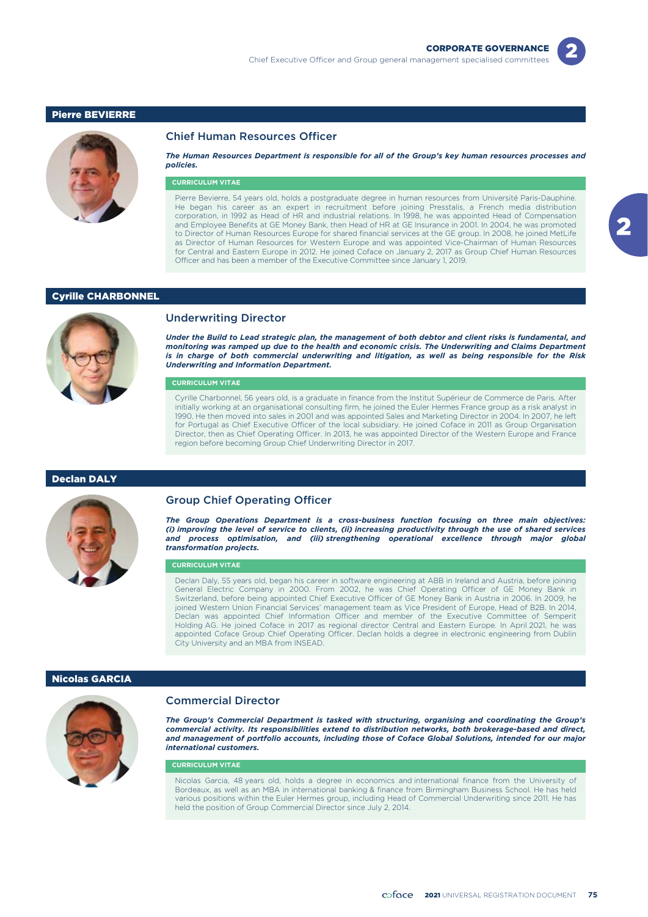## Pierre BEVIERRE

### Chief Human Resources Officer

***The Human Resources Department is responsible for all of the Group's key human resources processes and policies.***

**CURRICULUM VITAE**

Pierre Bevierre, 54 years old, holds a postgraduate degree in human resources from Université Paris-Dauphine. He began his career as an expert in recruitment before joining Presstalis, a French media distribution corporation, in 1992 as Head of HR and industrial relations. In 1998, he was appointed Head of Compensation and Employee Benefits at GE Money Bank, then Head of HR at GE Insurance in 2001. In 2004, he was promoted to Director of Human Resources Europe for shared financial services at the GE group. In 2008, he joined MetLife as Director of Human Resources for Western Europe and was appointed Vice-Chairman of Human Resources for Central and Eastern Europe in 2012. He joined Coface on January 2, 2017 as Group Chief Human Resources Officer and has been a member of the Executive Committee since January 1, 2019.

## Cyrille CHARBONNEL

### Underwriting Director

***Under the Build to Lead strategic plan, the management of both debtor and client risks is fundamental, and monitoring was ramped up due to the health and economic crisis. The Underwriting and Claims Department is in charge of both commercial underwriting and litigation, as well as being responsible for the Risk Underwriting and Information Department.***

**CURRICULUM VITAE**

Cyrille Charbonnel, 56 years old, is a graduate in finance from the Institut Supérieur de Commerce de Paris. After initially working at an organisational consulting firm, he joined the Euler Hermes France group as a risk analyst in 1990. He then moved into sales in 2001 and was appointed Sales and Marketing Director in 2004. In 2007, he left for Portugal as Chief Executive Officer of the local subsidiary. He joined Coface in 2011 as Group Organisation Director, then as Chief Operating Officer. In 2013, he was appointed Director of the Western Europe and France region before becoming Group Chief Underwriting Director in 2017.

## Declan DALY

### Group Chief Operating Officer

***The Group Operations Department is a cross-business function focusing on three main objectives: (i) improving the level of service to clients, (ii) increasing productivity through the use of shared services and process optimisation, and (iii) strengthening operational excellence through major global transformation projects.***

**CURRICULUM VITAE**

Declan Daly, 55 years old, began his career in software engineering at ABB in Ireland and Austria, before joining General Electric Company in 2000. From 2002, he was Chief Operating Officer of GE Money Bank in Switzerland, before being appointed Chief Executive Officer of GE Money Bank in Austria in 2006. In 2009, he joined Western Union Financial Services' management team as Vice President of Europe, Head of B2B. In 2014, Declan was appointed Chief Information Officer and member of the Executive Committee of Semperit Holding AG. He joined Coface in 2017 as regional director Central and Eastern Europe. In April 2021, he was appointed Coface Group Chief Operating Officer. Declan holds a degree in electronic engineering from Dublin City University and an MBA from INSEAD.

## Nicolas GARCIA

### Commercial Director

***The Group's Commercial Department is tasked with structuring, organising and coordinating the Group's commercial activity. Its responsibilities extend to distribution networks, both brokerage-based and direct, and management of portfolio accounts, including those of Coface Global Solutions, intended for our major international customers.***

**CURRICULUM VITAE**

Nicolas Garcia, 48 years old, holds a degree in economics and international finance from the University of Bordeaux, as well as an MBA in international banking & finance from Birmingham Business School. He has held various positions within the Euler Hermes group, including Head of Commercial Underwriting since 2011. He has held the position of Group Commercial Director since July 2, 2014.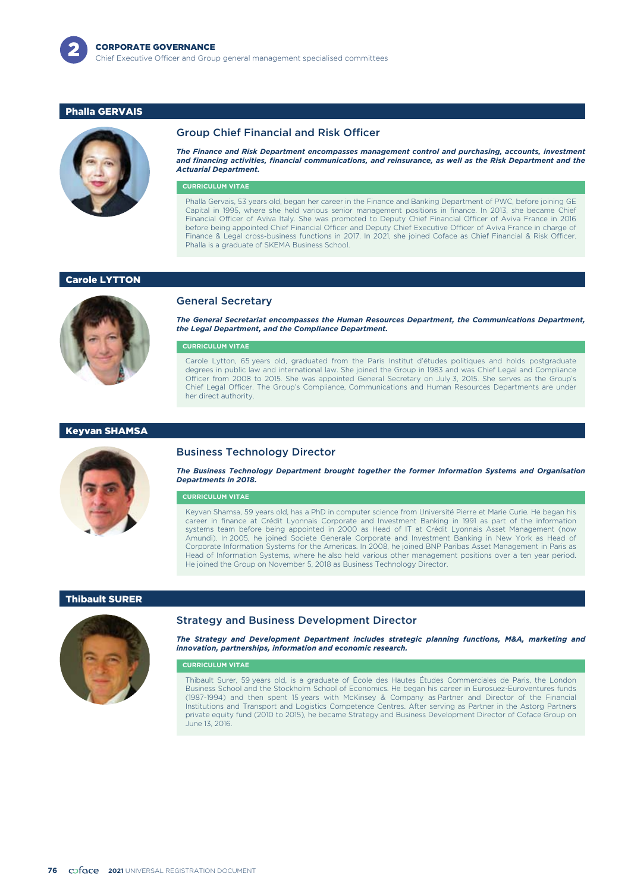## Phalla GERVAIS

### Group Chief Financial and Risk Officer

***The Finance and Risk Department encompasses management control and purchasing, accounts, investment and financing activities, financial communications, and reinsurance, as well as the Risk Department and the Actuarial Department.***

**CURRICULUM VITAE**

Phalla Gervais, 53 years old, began her career in the Finance and Banking Department of PWC, before joining GE Capital in 1995, where she held various senior management positions in finance. In 2013, she became Chief Financial Officer of Aviva Italy. She was promoted to Deputy Chief Financial Officer of Aviva France in 2016 before being appointed Chief Financial Officer and Deputy Chief Executive Officer of Aviva France in charge of Finance & Legal cross-business functions in 2017. In 2021, she joined Coface as Chief Financial & Risk Officer. Phalla is a graduate of SKEMA Business School.

## Carole LYTTON

### General Secretary

***The General Secretariat encompasses the Human Resources Department, the Communications Department, the Legal Department, and the Compliance Department.***

**CURRICULUM VITAE**

Carole Lytton, 65 years old, graduated from the Paris Institut d'études politiques and holds postgraduate degrees in public law and international law. She joined the Group in 1983 and was Chief Legal and Compliance Officer from 2008 to 2015. She was appointed General Secretary on July 3, 2015. She serves as the Group's Chief Legal Officer. The Group's Compliance, Communications and Human Resources Departments are under her direct authority.

## Keyvan SHAMSA

### Business Technology Director

***The Business Technology Department brought together the former Information Systems and Organisation Departments in 2018.***

**CURRICULUM VITAE**

Keyvan Shamsa, 59 years old, has a PhD in computer science from Université Pierre et Marie Curie. He began his career in finance at Crédit Lyonnais Corporate and Investment Banking in 1991 as part of the information systems team before being appointed in 2000 as Head of IT at Crédit Lyonnais Asset Management (now Amundi). In 2005, he joined Societe Generale Corporate and Investment Banking in New York as Head of Corporate Information Systems for the Americas. In 2008, he joined BNP Paribas Asset Management in Paris as Head of Information Systems, where he also held various other management positions over a ten year period. He joined the Group on November 5, 2018 as Business Technology Director.

## Thibault SURER

### Strategy and Business Development Director

***The Strategy and Development Department includes strategic planning functions, M&A, marketing and innovation, partnerships, information and economic research.***

**CURRICULUM VITAE**

Thibault Surer, 59 years old, is a graduate of École des Hautes Études Commerciales de Paris, the London Business School and the Stockholm School of Economics. He began his career in Eurosuez-Euroventures funds (1987-1994) and then spent 15 years with McKinsey & Company as Partner and Director of the Financial Institutions and Transport and Logistics Competence Centres. After serving as Partner in the Astorg Partners private equity fund (2010 to 2015), he became Strategy and Business Development Director of Coface Group on June 13, 2016.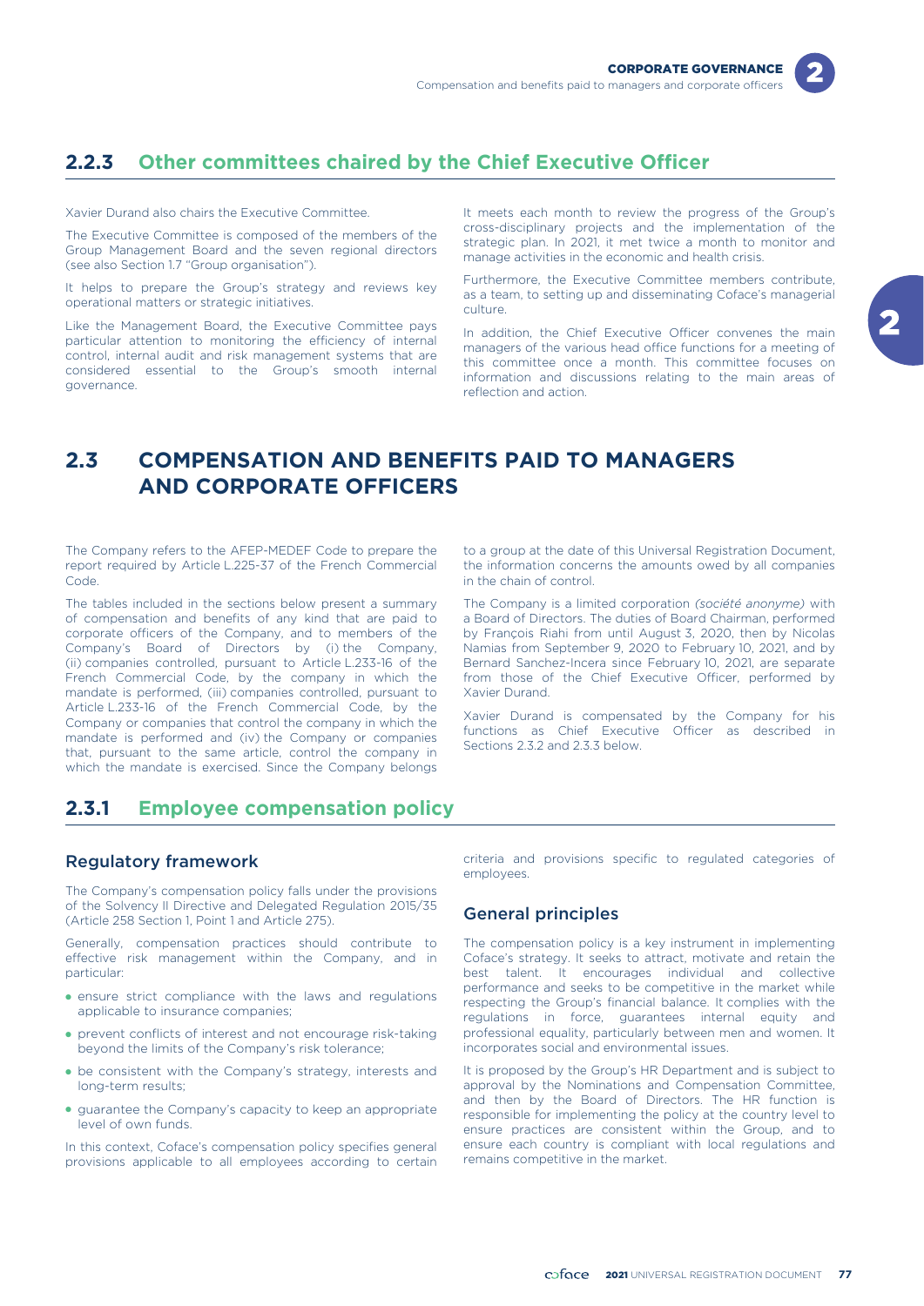## 2.2.3 Other committees chaired by the Chief Executive Officer

Xavier Durand also chairs the Executive Committee.

The Executive Committee is composed of the members of the Group Management Board and the seven regional directors (see also Section 1.7 "Group organisation").

It helps to prepare the Group's strategy and reviews key operational matters or strategic initiatives.

Like the Management Board, the Executive Committee pays particular attention to monitoring the efficiency of internal control, internal audit and risk management systems that are considered essential to the Group's smooth internal governance.

It meets each month to review the progress of the Group's cross-disciplinary projects and the implementation of the strategic plan. In 2021, it met twice a month to monitor and manage activities in the economic and health crisis.

Furthermore, the Executive Committee members contribute, as a team, to setting up and disseminating Coface's managerial culture.

In addition, the Chief Executive Officer convenes the main managers of the various head office functions for a meeting of this committee once a month. This committee focuses on information and discussions relating to the main areas of reflection and action.

# 2.3 COMPENSATION AND BENEFITS PAID TO MANAGERS AND CORPORATE OFFICERS

The Company refers to the AFEP-MEDEF Code to prepare the report required by Article L.225-37 of the French Commercial Code.

The tables included in the sections below present a summary of compensation and benefits of any kind that are paid to corporate officers of the Company, and to members of the Company's Board of Directors by (i) the Company, (ii) companies controlled, pursuant to Article L.233-16 of the French Commercial Code, by the company in which the mandate is performed, (iii) companies controlled, pursuant to Article L.233-16 of the French Commercial Code, by the Company or companies that control the company in which the mandate is performed and (iv) the Company or companies that, pursuant to the same article, control the company in which the mandate is exercised. Since the Company belongs to a group at the date of this Universal Registration Document, the information concerns the amounts owed by all companies in the chain of control.

The Company is a limited corporation *(société anonyme)* with a Board of Directors. The duties of Board Chairman, performed by François Riahi from until August 3, 2020, then by Nicolas Namias from September 9, 2020 to February 10, 2021, and by Bernard Sanchez-Incera since February 10, 2021, are separate from those of the Chief Executive Officer, performed by Xavier Durand.

Xavier Durand is compensated by the Company for his functions as Chief Executive Officer as described in Sections 2.3.2 and 2.3.3 below.

## 2.3.1 Employee compensation policy

### Regulatory framework

The Company's compensation policy falls under the provisions of the Solvency II Directive and Delegated Regulation 2015/35 (Article 258 Section 1, Point 1 and Article 275).

Generally, compensation practices should contribute to effective risk management within the Company, and in particular:

- ensure strict compliance with the laws and regulations applicable to insurance companies;
- prevent conflicts of interest and not encourage risk-taking beyond the limits of the Company's risk tolerance;
- be consistent with the Company's strategy, interests and long-term results;
- guarantee the Company's capacity to keep an appropriate level of own funds.

In this context, Coface's compensation policy specifies general provisions applicable to all employees according to certain criteria and provisions specific to regulated categories of employees.

### General principles

The compensation policy is a key instrument in implementing Coface's strategy. It seeks to attract, motivate and retain the best talent. It encourages individual and collective performance and seeks to be competitive in the market while respecting the Group's financial balance. It complies with the regulations in force, guarantees internal equity and professional equality, particularly between men and women. It incorporates social and environmental issues.

It is proposed by the Group's HR Department and is subject to approval by the Nominations and Compensation Committee, and then by the Board of Directors. The HR function is responsible for implementing the policy at the country level to ensure practices are consistent within the Group, and to ensure each country is compliant with local regulations and remains competitive in the market.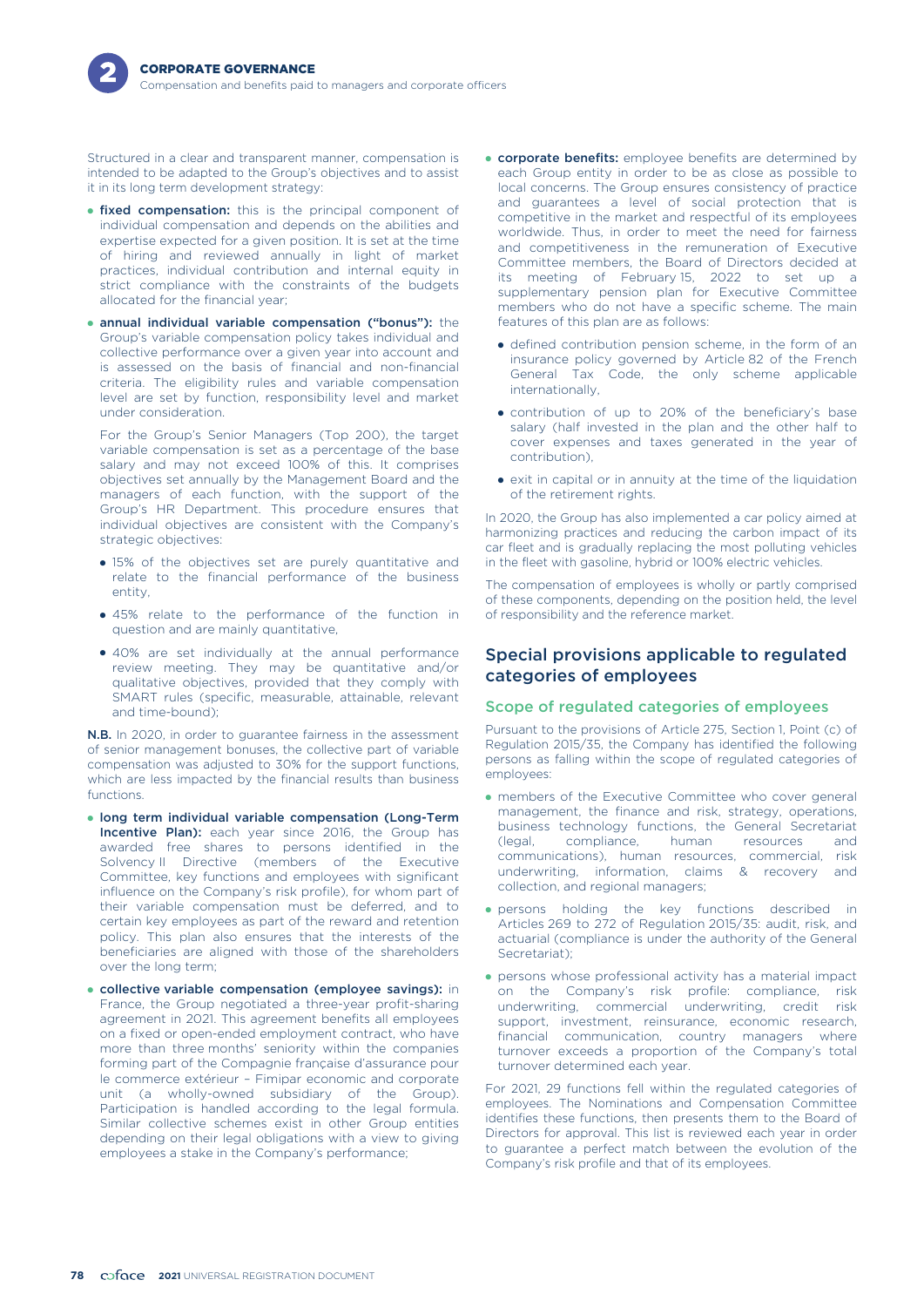Structured in a clear and transparent manner, compensation is intended to be adapted to the Group's objectives and to assist it in its long term development strategy:

- **fixed compensation:** this is the principal component of individual compensation and depends on the abilities and expertise expected for a given position. It is set at the time of hiring and reviewed annually in light of market practices, individual contribution and internal equity in strict compliance with the constraints of the budgets allocated for the financial year;
- **annual individual variable compensation ("bonus"):** the Group's variable compensation policy takes individual and collective performance over a given year into account and is assessed on the basis of financial and non-financial criteria. The eligibility rules and variable compensation level are set by function, responsibility level and market under consideration.

  For the Group's Senior Managers (Top 200), the target variable compensation is set as a percentage of the base salary and may not exceed 100% of this. It comprises objectives set annually by the Management Board and the managers of each function, with the support of the Group's HR Department. This procedure ensures that individual objectives are consistent with the Company's strategic objectives:

  - 15% of the objectives set are purely quantitative and relate to the financial performance of the business entity,
  - 45% relate to the performance of the function in question and are mainly quantitative,
  - 40% are set individually at the annual performance review meeting. They may be quantitative and/or qualitative objectives, provided that they comply with SMART rules (specific, measurable, attainable, relevant and time-bound);

**N.B.** In 2020, in order to guarantee fairness in the assessment of senior management bonuses, the collective part of variable compensation was adjusted to 30% for the support functions, which are less impacted by the financial results than business functions.

- **long term individual variable compensation (Long-Term Incentive Plan):** each year since 2016, the Group has awarded free shares to persons identified in the Solvency II Directive (members of the Executive Committee, key functions and employees with significant influence on the Company's risk profile), for whom part of their variable compensation must be deferred, and to certain key employees as part of the reward and retention policy. This plan also ensures that the interests of the beneficiaries are aligned with those of the shareholders over the long term;
- **collective variable compensation (employee savings):** in France, the Group negotiated a three-year profit-sharing agreement in 2021. This agreement benefits all employees on a fixed or open-ended employment contract, who have more than three months' seniority within the companies forming part of the Compagnie française d'assurance pour le commerce extérieur – Fimipar economic and corporate unit (a wholly-owned subsidiary of the Group). Participation is handled according to the legal formula. Similar collective schemes exist in other Group entities depending on their legal obligations with a view to giving employees a stake in the Company's performance;
- **corporate benefits:** employee benefits are determined by each Group entity in order to be as close as possible to local concerns. The Group ensures consistency of practice and guarantees a level of social protection that is competitive in the market and respectful of its employees worldwide. Thus, in order to meet the need for fairness and competitiveness in the remuneration of Executive Committee members, the Board of Directors decided at its meeting of February 15, 2022 to set up a supplementary pension plan for Executive Committee members who do not have a specific scheme. The main features of this plan are as follows:

  - defined contribution pension scheme, in the form of an insurance policy governed by Article 82 of the French General Tax Code, the only scheme applicable internationally,
  - contribution of up to 20% of the beneficiary's base salary (half invested in the plan and the other half to cover expenses and taxes generated in the year of contribution),
  - exit in capital or in annuity at the time of the liquidation of the retirement rights.

In 2020, the Group has also implemented a car policy aimed at harmonizing practices and reducing the carbon impact of its car fleet and is gradually replacing the most polluting vehicles in the fleet with gasoline, hybrid or 100% electric vehicles.

The compensation of employees is wholly or partly comprised of these components, depending on the position held, the level of responsibility and the reference market.

## Special provisions applicable to regulated categories of employees

### Scope of regulated categories of employees

Pursuant to the provisions of Article 275, Section 1, Point (c) of Regulation 2015/35, the Company has identified the following persons as falling within the scope of regulated categories of employees:

- members of the Executive Committee who cover general management, the finance and risk, strategy, operations, business technology functions, the General Secretariat (legal, compliance, human resources and communications), human resources, commercial, risk underwriting, information, claims & recovery and collection, and regional managers;
- persons holding the key functions described in Articles 269 to 272 of Regulation 2015/35: audit, risk, and actuarial (compliance is under the authority of the General Secretariat);
- persons whose professional activity has a material impact on the Company's risk profile: compliance, risk underwriting, commercial underwriting, credit risk support, investment, reinsurance, economic research, financial communication, country managers where turnover exceeds a proportion of the Company's total turnover determined each year.

For 2021, 29 functions fell within the regulated categories of employees. The Nominations and Compensation Committee identifies these functions, then presents them to the Board of Directors for approval. This list is reviewed each year in order to guarantee a perfect match between the evolution of the Company's risk profile and that of its employees.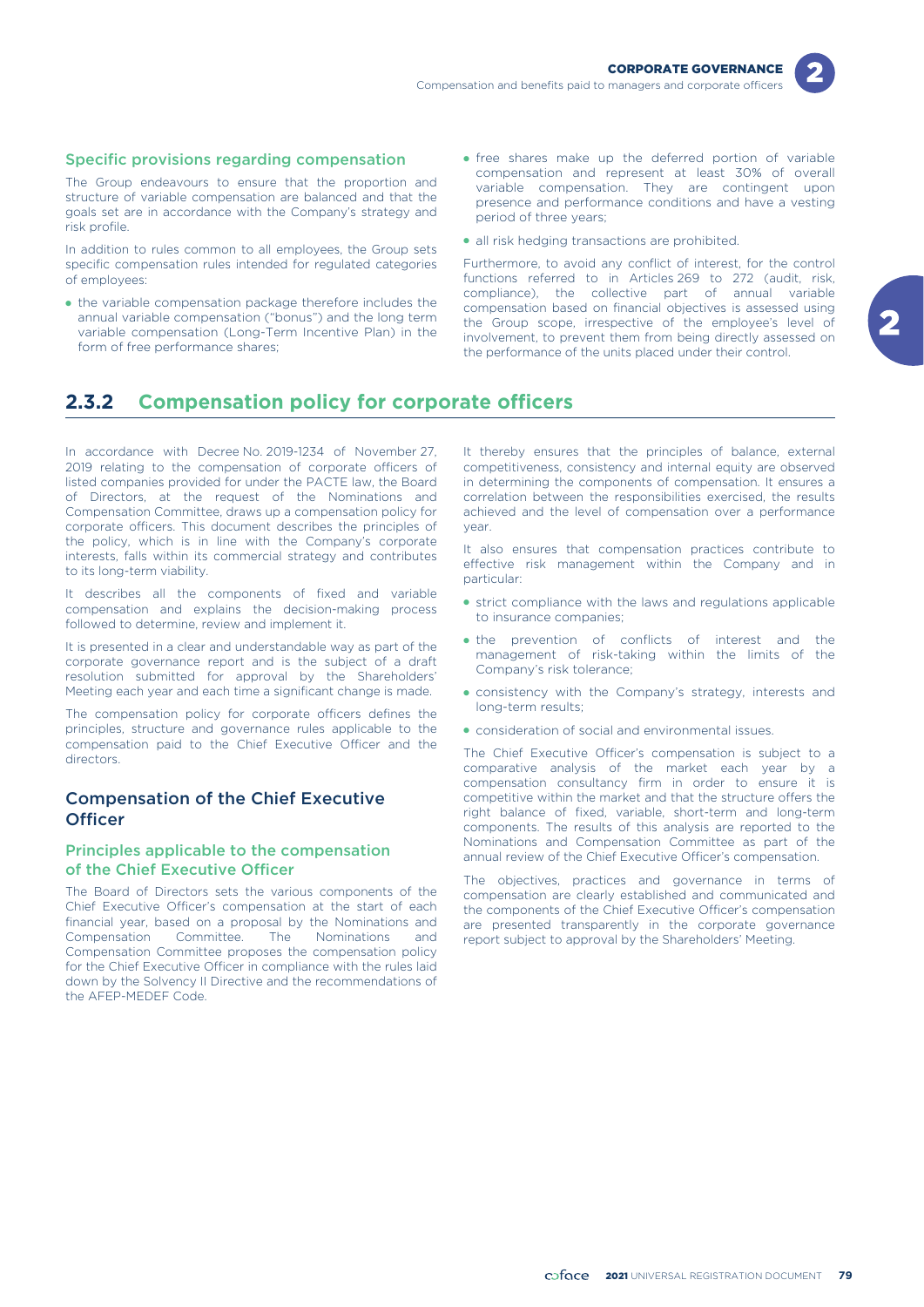### Specific provisions regarding compensation

The Group endeavours to ensure that the proportion and structure of variable compensation are balanced and that the goals set are in accordance with the Company's strategy and risk profile.

In addition to rules common to all employees, the Group sets specific compensation rules intended for regulated categories of employees:

- the variable compensation package therefore includes the annual variable compensation ("bonus") and the long term variable compensation (Long-Term Incentive Plan) in the form of free performance shares;
- free shares make up the deferred portion of variable compensation and represent at least 30% of overall variable compensation. They are contingent upon presence and performance conditions and have a vesting period of three years;
- all risk hedging transactions are prohibited.

Furthermore, to avoid any conflict of interest, for the control functions referred to in Articles 269 to 272 (audit, risk, compliance), the collective part of annual variable compensation based on financial objectives is assessed using the Group scope, irrespective of the employee's level of involvement, to prevent them from being directly assessed on the performance of the units placed under their control.

## 2.3.2 Compensation policy for corporate officers

In accordance with Decree No. 2019-1234 of November 27, 2019 relating to the compensation of corporate officers of listed companies provided for under the PACTE law, the Board of Directors, at the request of the Nominations and Compensation Committee, draws up a compensation policy for corporate officers. This document describes the principles of the policy, which is in line with the Company's corporate interests, falls within its commercial strategy and contributes to its long-term viability.

It describes all the components of fixed and variable compensation and explains the decision-making process followed to determine, review and implement it.

It is presented in a clear and understandable way as part of the corporate governance report and is the subject of a draft resolution submitted for approval by the Shareholders' Meeting each year and each time a significant change is made.

The compensation policy for corporate officers defines the principles, structure and governance rules applicable to the compensation paid to the Chief Executive Officer and the directors.

### Compensation of the Chief Executive Officer

#### Principles applicable to the compensation of the Chief Executive Officer

The Board of Directors sets the various components of the Chief Executive Officer's compensation at the start of each financial year, based on a proposal by the Nominations and Compensation Committee. The Nominations and Compensation Committee proposes the compensation policy for the Chief Executive Officer in compliance with the rules laid down by the Solvency II Directive and the recommendations of the AFEP-MEDEF Code.

It thereby ensures that the principles of balance, external competitiveness, consistency and internal equity are observed in determining the components of compensation. It ensures a correlation between the responsibilities exercised, the results achieved and the level of compensation over a performance year.

It also ensures that compensation practices contribute to effective risk management within the Company and in particular:

- strict compliance with the laws and regulations applicable to insurance companies;
- the prevention of conflicts of interest and the management of risk-taking within the limits of the Company's risk tolerance;
- consistency with the Company's strategy, interests and long-term results;
- consideration of social and environmental issues.

The Chief Executive Officer's compensation is subject to a comparative analysis of the market each year by a compensation consultancy firm in order to ensure it is competitive within the market and that the structure offers the right balance of fixed, variable, short-term and long-term components. The results of this analysis are reported to the Nominations and Compensation Committee as part of the annual review of the Chief Executive Officer's compensation.

The objectives, practices and governance in terms of compensation are clearly established and communicated and the components of the Chief Executive Officer's compensation are presented transparently in the corporate governance report subject to approval by the Shareholders' Meeting.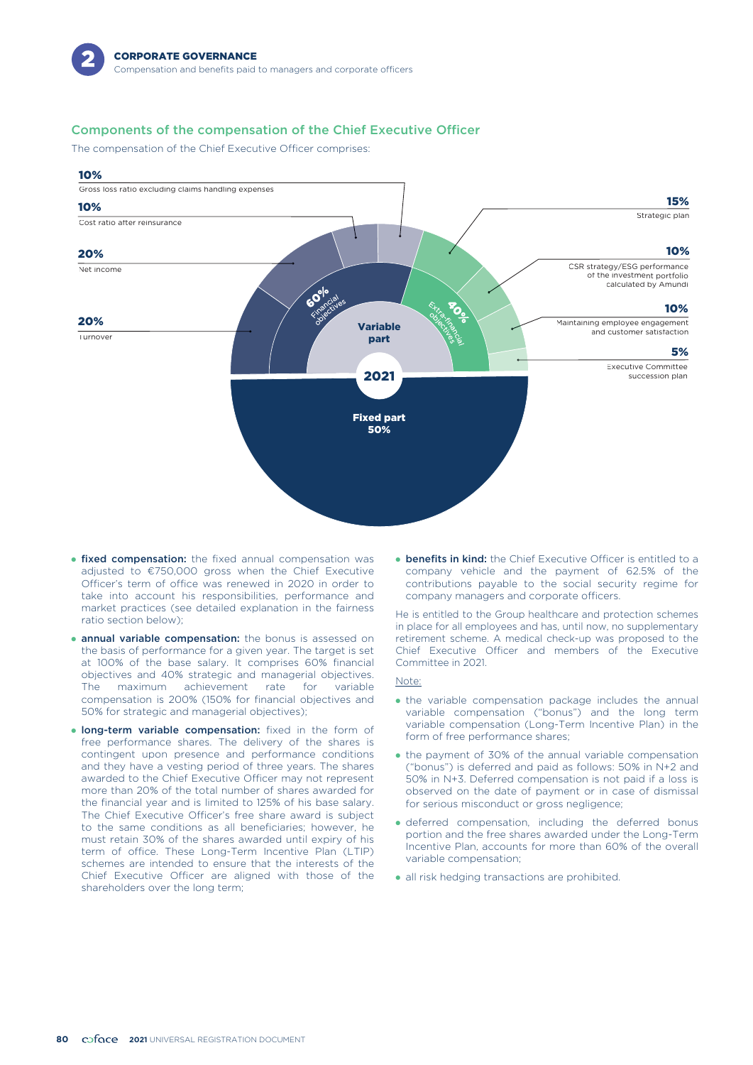## Components of the compensation of the Chief Executive Officer

The compensation of the Chief Executive Officer comprises:

**10%** Gross loss ratio excluding claims handling expenses

**10%** Cost ratio after reinsurance

**20%** Net income

**20%** Turnover

**15%** Strategic plan

**10%** CSR strategy/ESG performance of the investment portfolio calculated by Amundi

**10%** Maintaining employee engagement and customer satisfaction

**5%** Executive Committee succession plan

60% Financial objectives

40% Extra-financial objectives

Variable part

2021

Fixed part 50%

- **fixed compensation:** the fixed annual compensation was adjusted to €750,000 gross when the Chief Executive Officer's term of office was renewed in 2020 in order to take into account his responsibilities, performance and market practices (see detailed explanation in the fairness ratio section below);
- **annual variable compensation:** the bonus is assessed on the basis of performance for a given year. The target is set at 100% of the base salary. It comprises 60% financial objectives and 40% strategic and managerial objectives. The maximum achievement rate for variable compensation is 200% (150% for financial objectives and 50% for strategic and managerial objectives);
- **long-term variable compensation:** fixed in the form of free performance shares. The delivery of the shares is contingent upon presence and performance conditions and they have a vesting period of three years. The shares awarded to the Chief Executive Officer may not represent more than 20% of the total number of shares awarded for the financial year and is limited to 125% of his base salary. The Chief Executive Officer's free share award is subject to the same conditions as all beneficiaries; however, he must retain 30% of the shares awarded until expiry of his term of office. These Long-Term Incentive Plan (LTIP) schemes are intended to ensure that the interests of the Chief Executive Officer are aligned with those of the shareholders over the long term;
- **benefits in kind:** the Chief Executive Officer is entitled to a company vehicle and the payment of 62.5% of the contributions payable to the social security regime for company managers and corporate officers.

He is entitled to the Group healthcare and protection schemes in place for all employees and has, until now, no supplementary retirement scheme. A medical check-up was proposed to the Chief Executive Officer and members of the Executive Committee in 2021.

Note:

- the variable compensation package includes the annual variable compensation ("bonus") and the long term variable compensation (Long-Term Incentive Plan) in the form of free performance shares;
- the payment of 30% of the annual variable compensation ("bonus") is deferred and paid as follows: 50% in N+2 and 50% in N+3. Deferred compensation is not paid if a loss is observed on the date of payment or in case of dismissal for serious misconduct or gross negligence;
- deferred compensation, including the deferred bonus portion and the free shares awarded under the Long-Term Incentive Plan, accounts for more than 60% of the overall variable compensation;
- all risk hedging transactions are prohibited.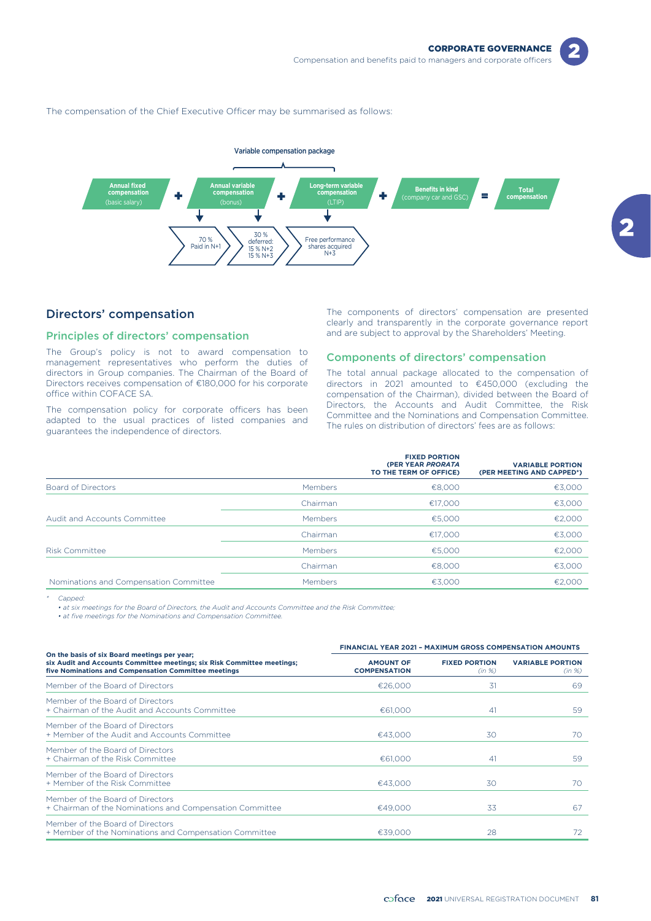The compensation of the Chief Executive Officer may be summarised as follows:

**Variable compensation package**

**Annual fixed compensation** (basic salary) + **Annual variable compensation** (bonus) + **Long-term variable compensation** (LTIP) + **Benefits in kind** (company car and GSC) = **Total compensation**

- Annual variable compensation (bonus): 70 % Paid in N+1; 30 % deferred: 15 % N+2, 15 % N+3
- Long-term variable compensation (LTIP): Free performance shares acquired N+3

## Directors' compensation

### Principles of directors' compensation

The Group's policy is not to award compensation to management representatives who perform the duties of directors in Group companies. The Chairman of the Board of Directors receives compensation of €180,000 for his corporate office within COFACE SA.

The compensation policy for corporate officers has been adapted to the usual practices of listed companies and guarantees the independence of directors.

The components of directors' compensation are presented clearly and transparently in the corporate governance report and are subject to approval by the Shareholders' Meeting.

### Components of directors' compensation

The total annual package allocated to the compensation of directors in 2021 amounted to €450,000 (excluding the compensation of the Chairman), divided between the Board of Directors, the Accounts and Audit Committee, the Risk Committee and the Nominations and Compensation Committee. The rules on distribution of directors' fees are as follows:

| | | FIXED PORTION (PER YEAR *PRORATA* TO THE TERM OF OFFICE) | VARIABLE PORTION (PER MEETING AND CAPPED*) |
|---|---|---|---|
| Board of Directors | Members | €8,000 | €3,000 |
| Audit and Accounts Committee | Chairman | €17,000 | €3,000 |
| | Members | €5,000 | €2,000 |
| Risk Committee | Chairman | €17,000 | €3,000 |
| | Members | €5,000 | €2,000 |
| Nominations and Compensation Committee | Chairman | €8,000 | €3,000 |
| | Members | €3,000 | €2,000 |

\* *Capped:*
*• at six meetings for the Board of Directors, the Audit and Accounts Committee and the Risk Committee;*
*• at five meetings for the Nominations and Compensation Committee.*

| On the basis of six Board meetings per year; six Audit and Accounts Committee meetings; six Risk Committee meetings; five Nominations and Compensation Committee meetings | FINANCIAL YEAR 2021 – MAXIMUM GROSS COMPENSATION AMOUNTS | | |
|---|---|---|---|
| | AMOUNT OF COMPENSATION | FIXED PORTION *(in %)* | VARIABLE PORTION *(in %)* |
| Member of the Board of Directors | €26,000 | 31 | 69 |
| Member of the Board of Directors + Chairman of the Audit and Accounts Committee | €61,000 | 41 | 59 |
| Member of the Board of Directors + Member of the Audit and Accounts Committee | €43,000 | 30 | 70 |
| Member of the Board of Directors + Chairman of the Risk Committee | €61,000 | 41 | 59 |
| Member of the Board of Directors + Member of the Risk Committee | €43,000 | 30 | 70 |
| Member of the Board of Directors + Chairman of the Nominations and Compensation Committee | €49,000 | 33 | 67 |
| Member of the Board of Directors + Member of the Nominations and Compensation Committee | €39,000 | 28 | 72 |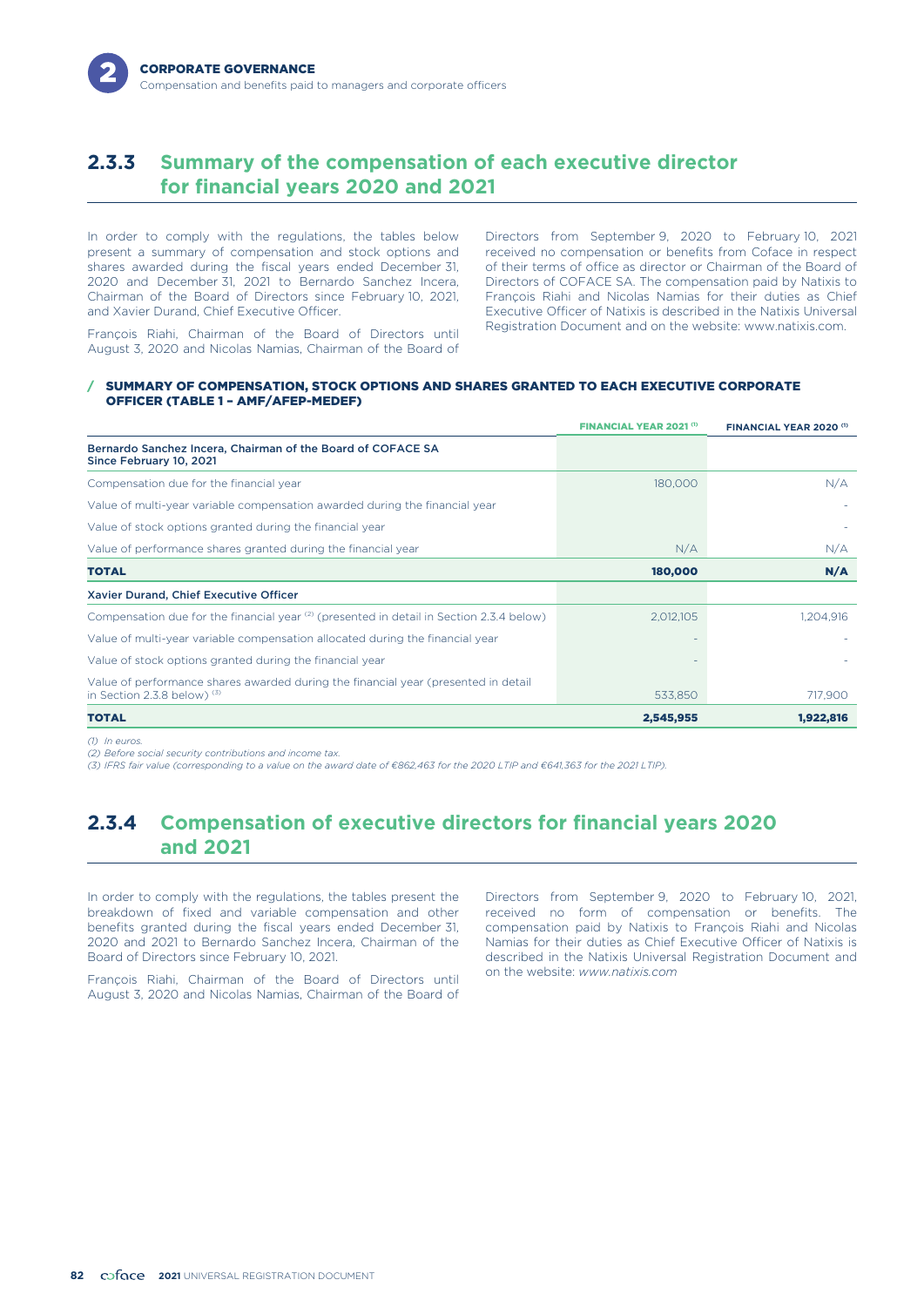## 2.3.3 Summary of the compensation of each executive director for financial years 2020 and 2021

In order to comply with the regulations, the tables below present a summary of compensation and stock options and shares awarded during the fiscal years ended December 31, 2020 and December 31, 2021 to Bernardo Sanchez Incera, Chairman of the Board of Directors since February 10, 2021, and Xavier Durand, Chief Executive Officer.

François Riahi, Chairman of the Board of Directors until August 3, 2020 and Nicolas Namias, Chairman of the Board of Directors from September 9, 2020 to February 10, 2021 received no compensation or benefits from Coface in respect of their terms of office as director or Chairman of the Board of Directors of COFACE SA. The compensation paid by Natixis to François Riahi and Nicolas Namias for their duties as Chief Executive Officer of Natixis is described in the Natixis Universal Registration Document and on the website: www.natixis.com.

### SUMMARY OF COMPENSATION, STOCK OPTIONS AND SHARES GRANTED TO EACH EXECUTIVE CORPORATE OFFICER (TABLE 1 – AMF/AFEP-MEDEF)

| | FINANCIAL YEAR 2021 (1) | FINANCIAL YEAR 2020 (1) |
|---|---|---|
| **Bernardo Sanchez Incera, Chairman of the Board of COFACE SA Since February 10, 2021** | | |
| Compensation due for the financial year | 180,000 | N/A |
| Value of multi-year variable compensation awarded during the financial year | | - |
| Value of stock options granted during the financial year | | - |
| Value of performance shares granted during the financial year | N/A | N/A |
| **TOTAL** | **180,000** | **N/A** |
| **Xavier Durand, Chief Executive Officer** | | |
| Compensation due for the financial year (2) (presented in detail in Section 2.3.4 below) | 2,012,105 | 1,204,916 |
| Value of multi-year variable compensation allocated during the financial year | - | - |
| Value of stock options granted during the financial year | - | - |
| Value of performance shares awarded during the financial year (presented in detail in Section 2.3.8 below) (3) | 533,850 | 717,900 |
| **TOTAL** | **2,545,955** | **1,922,816** |

*(1) In euros.*
*(2) Before social security contributions and income tax.*
*(3) IFRS fair value (corresponding to a value on the award date of €862,463 for the 2020 LTIP and €641,363 for the 2021 LTIP).*

## 2.3.4 Compensation of executive directors for financial years 2020 and 2021

In order to comply with the regulations, the tables present the breakdown of fixed and variable compensation and other benefits granted during the fiscal years ended December 31, 2020 and 2021 to Bernardo Sanchez Incera, Chairman of the Board of Directors since February 10, 2021.

François Riahi, Chairman of the Board of Directors until August 3, 2020 and Nicolas Namias, Chairman of the Board of Directors from September 9, 2020 to February 10, 2021, received no form of compensation or benefits. The compensation paid by Natixis to François Riahi and Nicolas Namias for their duties as Chief Executive Officer of Natixis is described in the Natixis Universal Registration Document and on the website: *www.natixis.com*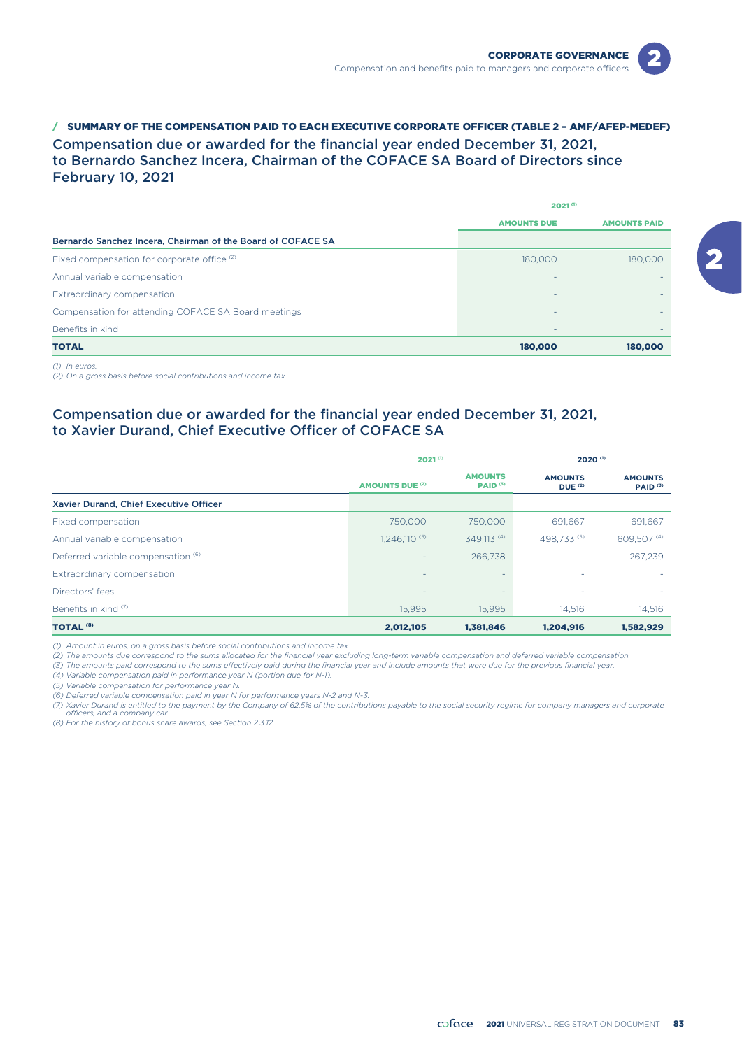### / SUMMARY OF THE COMPENSATION PAID TO EACH EXECUTIVE CORPORATE OFFICER (TABLE 2 – AMF/AFEP-MEDEF)

## Compensation due or awarded for the financial year ended December 31, 2021, to Bernardo Sanchez Incera, Chairman of the COFACE SA Board of Directors since February 10, 2021

| | 2021 (1) | |
|---|---|---|
| | AMOUNTS DUE | AMOUNTS PAID |
| **Bernardo Sanchez Incera, Chairman of the Board of COFACE SA** | | |
| Fixed compensation for corporate office (2) | 180,000 | 180,000 |
| Annual variable compensation | - | - |
| Extraordinary compensation | - | - |
| Compensation for attending COFACE SA Board meetings | - | - |
| Benefits in kind | - | - |
| **TOTAL** | **180,000** | **180,000** |

*(1) In euros.*
*(2) On a gross basis before social contributions and income tax.*

## Compensation due or awarded for the financial year ended December 31, 2021, to Xavier Durand, Chief Executive Officer of COFACE SA

| | 2021 (1) | | 2020 (1) | |
|---|---|---|---|---|
| | AMOUNTS DUE (2) | AMOUNTS PAID (3) | AMOUNTS DUE (2) | AMOUNTS PAID (3) |
| **Xavier Durand, Chief Executive Officer** | | | | |
| Fixed compensation | 750,000 | 750,000 | 691,667 | 691,667 |
| Annual variable compensation | 1,246,110 (5) | 349,113 (4) | 498,733 (5) | 609,507 (4) |
| Deferred variable compensation (6) | - | 266,738 | | 267,239 |
| Extraordinary compensation | - | - | - | - |
| Directors' fees | - | - | - | - |
| Benefits in kind (7) | 15,995 | 15,995 | 14,516 | 14,516 |
| **TOTAL (8)** | **2,012,105** | **1,381,846** | **1,204,916** | **1,582,929** |

*(1) Amount in euros, on a gross basis before social contributions and income tax.*
*(2) The amounts due correspond to the sums allocated for the financial year excluding long-term variable compensation and deferred variable compensation.*
*(3) The amounts paid correspond to the sums effectively paid during the financial year and include amounts that were due for the previous financial year.*
*(4) Variable compensation paid in performance year N (portion due for N-1).*
*(5) Variable compensation for performance year N.*
*(6) Deferred variable compensation paid in year N for performance years N-2 and N-3.*
*(7) Xavier Durand is entitled to the payment by the Company of 62.5% of the contributions payable to the social security regime for company managers and corporate officers, and a company car.*
*(8) For the history of bonus share awards, see Section 2.3.12.*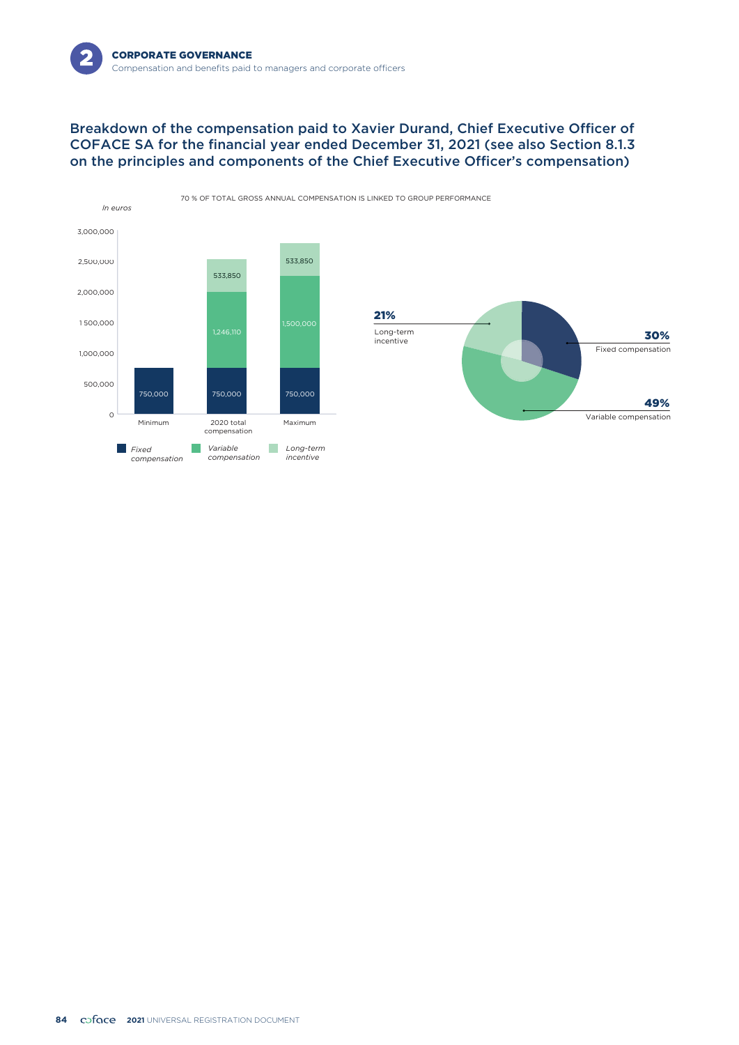## Breakdown of the compensation paid to Xavier Durand, Chief Executive Officer of COFACE SA for the financial year ended December 31, 2021 (see also Section 8.1.3 on the principles and components of the Chief Executive Officer's compensation)

70 % OF TOTAL GROSS ANNUAL COMPENSATION IS LINKED TO GROUP PERFORMANCE

*In euros*

| | Minimum | 2020 total compensation | Maximum |
|---|---|---|---|
| *Fixed compensation* | 750,000 | 750,000 | 750,000 |
| *Variable compensation* | | 1,246,110 | 1,500,000 |
| *Long-term incentive* | | 533,850 | 533,850 |

| | |
|---|---|
| Fixed compensation | 30% |
| Variable compensation | 49% |
| Long-term incentive | 21% |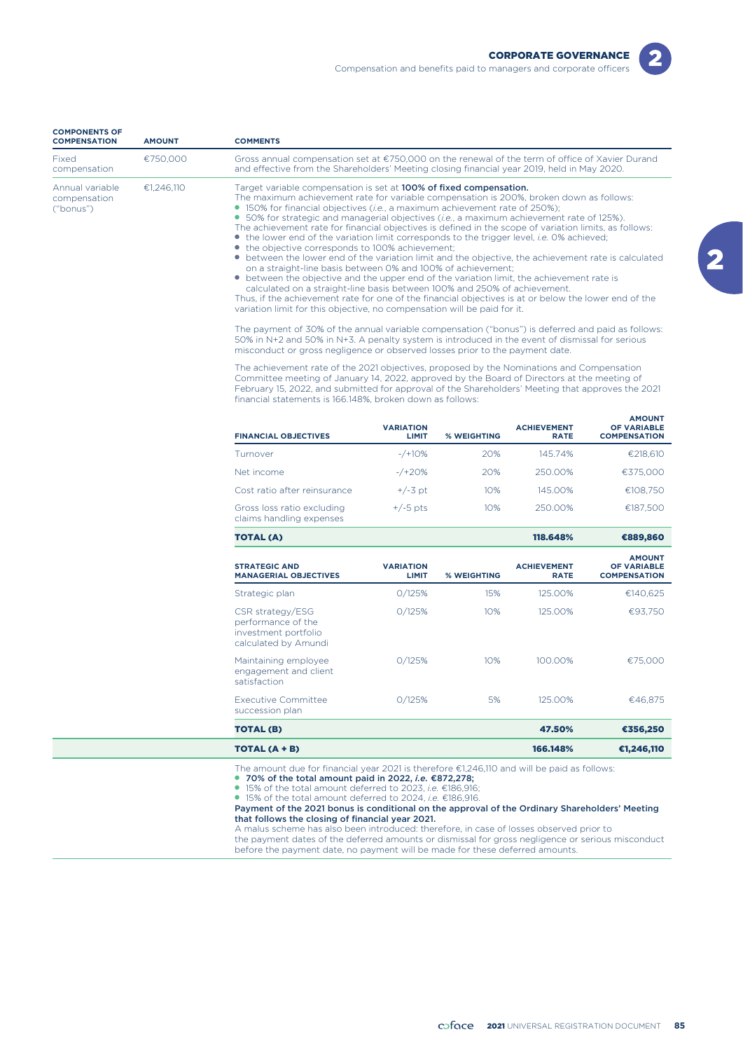| COMPONENTS OF COMPENSATION | AMOUNT | COMMENTS |
|---|---|---|
| Fixed compensation | €750,000 | Gross annual compensation set at €750,000 on the renewal of the term of office of Xavier Durand and effective from the Shareholders' Meeting closing financial year 2019, held in May 2020. |
| Annual variable compensation ("bonus") | €1,246,110 | Target variable compensation is set at **100% of fixed compensation.** The maximum achievement rate for variable compensation is 200%, broken down as follows: • 150% for financial objectives (*i.e.*, a maximum achievement rate of 250%); • 50% for strategic and managerial objectives (*i.e.*, a maximum achievement rate of 125%). The achievement rate for financial objectives is defined in the scope of variation limits, as follows: • the lower end of the variation limit corresponds to the trigger level, *i.e.* 0% achieved; • the objective corresponds to 100% achievement; • between the lower end of the variation limit and the objective, the achievement rate is calculated on a straight-line basis between 0% and 100% of achievement; • between the objective and the upper end of the variation limit, the achievement rate is calculated on a straight-line basis between 100% and 250% of achievement. Thus, if the achievement rate for one of the financial objectives is at or below the lower end of the variation limit for this objective, no compensation will be paid for it. |

The payment of 30% of the annual variable compensation ("bonus") is deferred and paid as follows: 50% in N+2 and 50% in N+3. A penalty system is introduced in the event of dismissal for serious misconduct or gross negligence or observed losses prior to the payment date.

The achievement rate of the 2021 objectives, proposed by the Nominations and Compensation Committee meeting of January 14, 2022, approved by the Board of Directors at the meeting of February 15, 2022, and submitted for approval of the Shareholders' Meeting that approves the 2021 financial statements is 166.148%, broken down as follows:

| FINANCIAL OBJECTIVES | VARIATION LIMIT | % WEIGHTING | ACHIEVEMENT RATE | AMOUNT OF VARIABLE COMPENSATION |
|---|---|---|---|---|
| Turnover | -/+10% | 20% | 145.74% | €218,610 |
| Net income | -/+20% | 20% | 250.00% | €375,000 |
| Cost ratio after reinsurance | +/-3 pt | 10% | 145.00% | €108,750 |
| Gross loss ratio excluding claims handling expenses | +/-5 pts | 10% | 250.00% | €187,500 |
| **TOTAL (A)** | | | **118.648%** | **€889,860** |
| **STRATEGIC AND MANAGERIAL OBJECTIVES** | **VARIATION LIMIT** | **% WEIGHTING** | **ACHIEVEMENT RATE** | **AMOUNT OF VARIABLE COMPENSATION** |
| Strategic plan | 0/125% | 15% | 125.00% | €140,625 |
| CSR strategy/ESG performance of the investment portfolio calculated by Amundi | 0/125% | 10% | 125.00% | €93,750 |
| Maintaining employee engagement and client satisfaction | 0/125% | 10% | 100.00% | €75,000 |
| Executive Committee succession plan | 0/125% | 5% | 125.00% | €46,875 |
| **TOTAL (B)** | | | **47.50%** | **€356,250** |
| **TOTAL (A + B)** | | | **166.148%** | **€1,246,110** |

The amount due for financial year 2021 is therefore €1,246,110 and will be paid as follows:

- **70% of the total amount paid in 2022, *i.e.* €872,278;**
- 15% of the total amount deferred to 2023, *i.e.* €186,916;
- 15% of the total amount deferred to 2024, *i.e.* €186,916.

**Payment of the 2021 bonus is conditional on the approval of the Ordinary Shareholders' Meeting that follows the closing of financial year 2021.**

A malus scheme has also been introduced: therefore, in case of losses observed prior to the payment dates of the deferred amounts or dismissal for gross negligence or serious misconduct before the payment date, no payment will be made for these deferred amounts.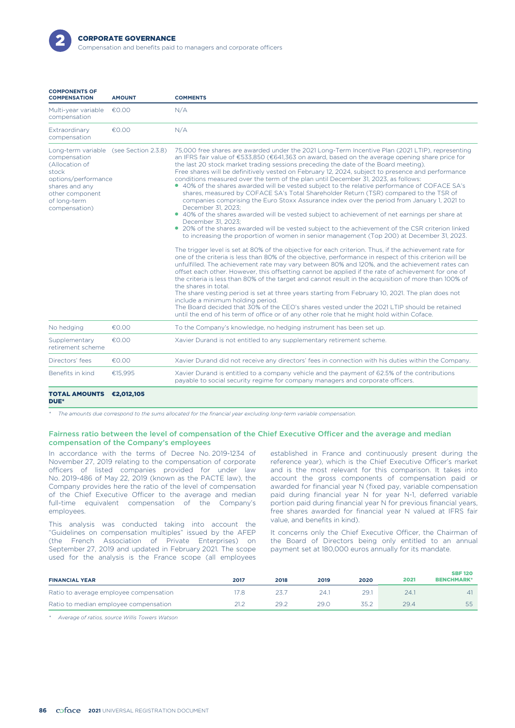| COMPONENTS OF COMPENSATION | AMOUNT | COMMENTS |
|---|---|---|
| Multi-year variable compensation | €0.00 | N/A |
| Extraordinary compensation | €0.00 | N/A |
| Long-term variable compensation (Allocation of stock options/performance shares and any other component of long-term compensation) | (see Section 2.3.8) | 75,000 free shares are awarded under the 2021 Long-Term Incentive Plan (2021 LTIP), representing an IFRS fair value of €533,850 (€641,363 on award, based on the average opening share price for the last 20 stock market trading sessions preceding the date of the Board meeting).<br>Free shares will be definitively vested on February 12, 2024, subject to presence and performance conditions measured over the term of the plan until December 31, 2023, as follows:<br>• 40% of the shares awarded will be vested subject to the relative performance of COFACE SA's shares, measured by COFACE SA's Total Shareholder Return (TSR) compared to the TSR of companies comprising the Euro Stoxx Assurance index over the period from January 1, 2021 to December 31, 2023;<br>• 40% of the shares awarded will be vested subject to achievement of net earnings per share at December 31, 2023;<br>• 20% of the shares awarded will be vested subject to the achievement of the CSR criterion linked to increasing the proportion of women in senior management (Top 200) at December 31, 2023.<br><br>The trigger level is set at 80% of the objective for each criterion. Thus, if the achievement rate for one of the criteria is less than 80% of the objective, performance in respect of this criterion will be unfulfilled. The achievement rate may vary between 80% and 120%, and the achievement rates can offset each other. However, this offsetting cannot be applied if the rate of achievement for one of the criteria is less than 80% of the target and cannot result in the acquisition of more than 100% of the shares in total.<br>The share vesting period is set at three years starting from February 10, 2021. The plan does not include a minimum holding period.<br>The Board decided that 30% of the CEO's shares vested under the 2021 LTIP should be retained until the end of his term of office or of any other role that he might hold within Coface. |
| No hedging | €0.00 | To the Company's knowledge, no hedging instrument has been set up. |
| Supplementary retirement scheme | €0.00 | Xavier Durand is not entitled to any supplementary retirement scheme. |
| Directors' fees | €0.00 | Xavier Durand did not receive any directors' fees in connection with his duties within the Company. |
| Benefits in kind | €15,995 | Xavier Durand is entitled to a company vehicle and the payment of 62.5% of the contributions payable to social security regime for company managers and corporate officers. |
| **TOTAL AMOUNTS DUE*** | **€2,012,105** | |

*\* The amounts due correspond to the sums allocated for the financial year excluding long-term variable compensation.*

### Fairness ratio between the level of compensation of the Chief Executive Officer and the average and median compensation of the Company's employees

In accordance with the terms of Decree No. 2019-1234 of November 27, 2019 relating to the compensation of corporate officers of listed companies provided for under law No. 2019-486 of May 22, 2019 (known as the PACTE law), the Company provides here the ratio of the level of compensation of the Chief Executive Officer to the average and median full-time equivalent compensation of the Company's employees.

This analysis was conducted taking into account the "Guidelines on compensation multiples" issued by the AFEP (the French Association of Private Enterprises) on September 27, 2019 and updated in February 2021. The scope used for the analysis is the France scope (all employees established in France and continuously present during the reference year), which is the Chief Executive Officer's market and is the most relevant for this comparison. It takes into account the gross components of compensation paid or awarded for financial year N (fixed pay, variable compensation paid during financial year N for year N-1, deferred variable portion paid during financial year N for previous financial years, free shares awarded for financial year N valued at IFRS fair value, and benefits in kind).

It concerns only the Chief Executive Officer, the Chairman of the Board of Directors being only entitled to an annual payment set at 180,000 euros annually for its mandate.

| FINANCIAL YEAR | 2017 | 2018 | 2019 | 2020 | 2021 | SBF 120 BENCHMARK* |
|---|---|---|---|---|---|---|
| Ratio to average employee compensation | 17.8 | 23.7 | 24.1 | 29.1 | 24.1 | 41 |
| Ratio to median employee compensation | 21.2 | 29.2 | 29.0 | 35.2 | 29.4 | 55 |

*\* Average of ratios, source Willis Towers Watson*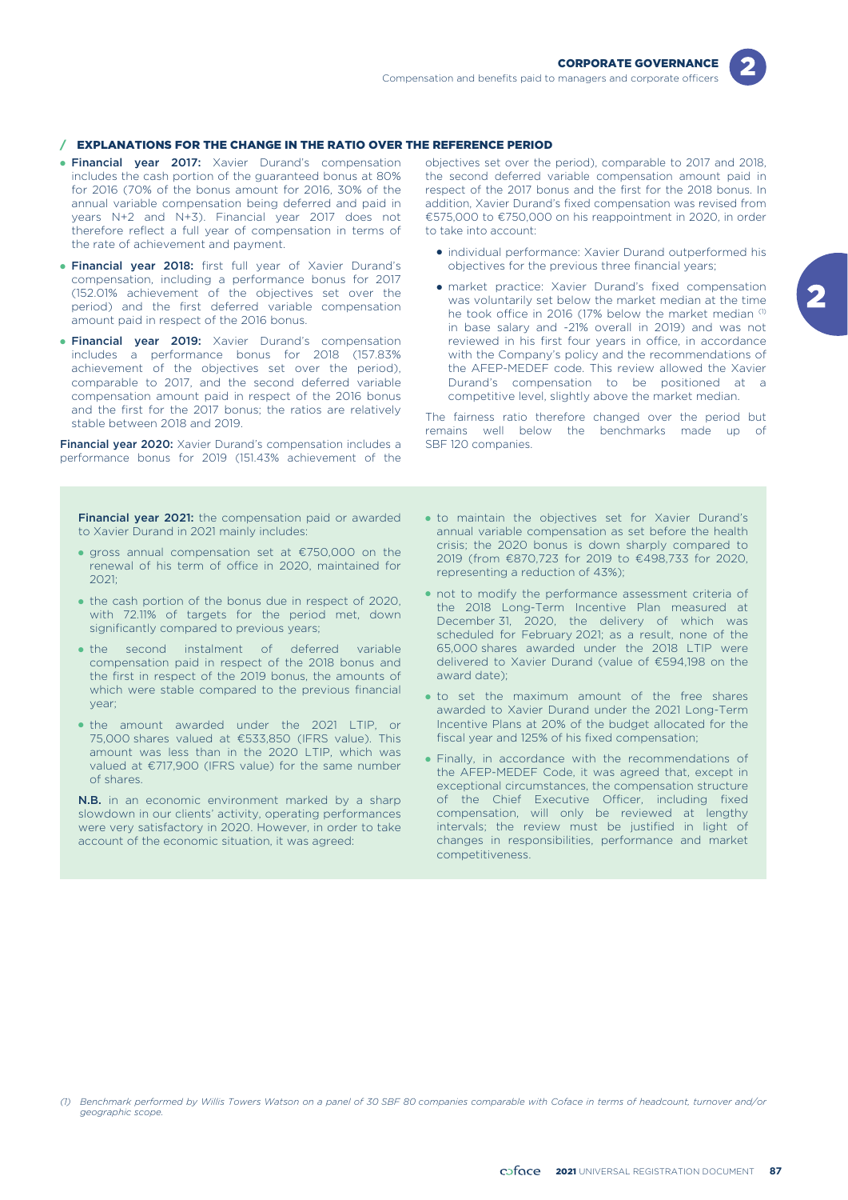## / EXPLANATIONS FOR THE CHANGE IN THE RATIO OVER THE REFERENCE PERIOD

- **Financial year 2017:** Xavier Durand's compensation includes the cash portion of the guaranteed bonus at 80% for 2016 (70% of the bonus amount for 2016, 30% of the annual variable compensation being deferred and paid in years N+2 and N+3). Financial year 2017 does not therefore reflect a full year of compensation in terms of the rate of achievement and payment.
- **Financial year 2018:** first full year of Xavier Durand's compensation, including a performance bonus for 2017 (152.01% achievement of the objectives set over the period) and the first deferred variable compensation amount paid in respect of the 2016 bonus.
- **Financial year 2019:** Xavier Durand's compensation includes a performance bonus for 2018 (157.83% achievement of the objectives set over the period), comparable to 2017, and the second deferred variable compensation amount paid in respect of the 2016 bonus and the first for the 2017 bonus; the ratios are relatively stable between 2018 and 2019.

**Financial year 2020:** Xavier Durand's compensation includes a performance bonus for 2019 (151.43% achievement of the objectives set over the period), comparable to 2017 and 2018, the second deferred variable compensation amount paid in respect of the 2017 bonus and the first for the 2018 bonus. In addition, Xavier Durand's fixed compensation was revised from €575,000 to €750,000 on his reappointment in 2020, in order to take into account:

- individual performance: Xavier Durand outperformed his objectives for the previous three financial years;
- market practice: Xavier Durand's fixed compensation was voluntarily set below the market median at the time he took office in 2016 (17% below the market median [1] in base salary and -21% overall in 2019) and was not reviewed in his first four years in office, in accordance with the Company's policy and the recommendations of the AFEP-MEDEF code. This review allowed the Xavier Durand's compensation to be positioned at a competitive level, slightly above the market median.

The fairness ratio therefore changed over the period but remains well below the benchmarks made up of SBF 120 companies.

**Financial year 2021:** the compensation paid or awarded to Xavier Durand in 2021 mainly includes:

- gross annual compensation set at €750,000 on the renewal of his term of office in 2020, maintained for 2021;
- the cash portion of the bonus due in respect of 2020, with 72.11% of targets for the period met, down significantly compared to previous years;
- the second instalment of deferred variable compensation paid in respect of the 2018 bonus and the first in respect of the 2019 bonus, the amounts of which were stable compared to the previous financial year;
- the amount awarded under the 2021 LTIP, or 75,000 shares valued at €533,850 (IFRS value). This amount was less than in the 2020 LTIP, which was valued at €717,900 (IFRS value) for the same number of shares.

**N.B.** in an economic environment marked by a sharp slowdown in our clients' activity, operating performances were very satisfactory in 2020. However, in order to take account of the economic situation, it was agreed:

- to maintain the objectives set for Xavier Durand's annual variable compensation as set before the health crisis; the 2020 bonus is down sharply compared to 2019 (from €870,723 for 2019 to €498,733 for 2020, representing a reduction of 43%);
- not to modify the performance assessment criteria of the 2018 Long-Term Incentive Plan measured at December 31, 2020, the delivery of which was scheduled for February 2021; as a result, none of the 65,000 shares awarded under the 2018 LTIP were delivered to Xavier Durand (value of €594,198 on the award date);
- to set the maximum amount of the free shares awarded to Xavier Durand under the 2021 Long-Term Incentive Plans at 20% of the budget allocated for the fiscal year and 125% of his fixed compensation;
- Finally, in accordance with the recommendations of the AFEP-MEDEF Code, it was agreed that, except in exceptional circumstances, the compensation structure of the Chief Executive Officer, including fixed compensation, will only be reviewed at lengthy intervals; the review must be justified in light of changes in responsibilities, performance and market competitiveness.

*(1) Benchmark performed by Willis Towers Watson on a panel of 30 SBF 80 companies comparable with Coface in terms of headcount, turnover and/or geographic scope.*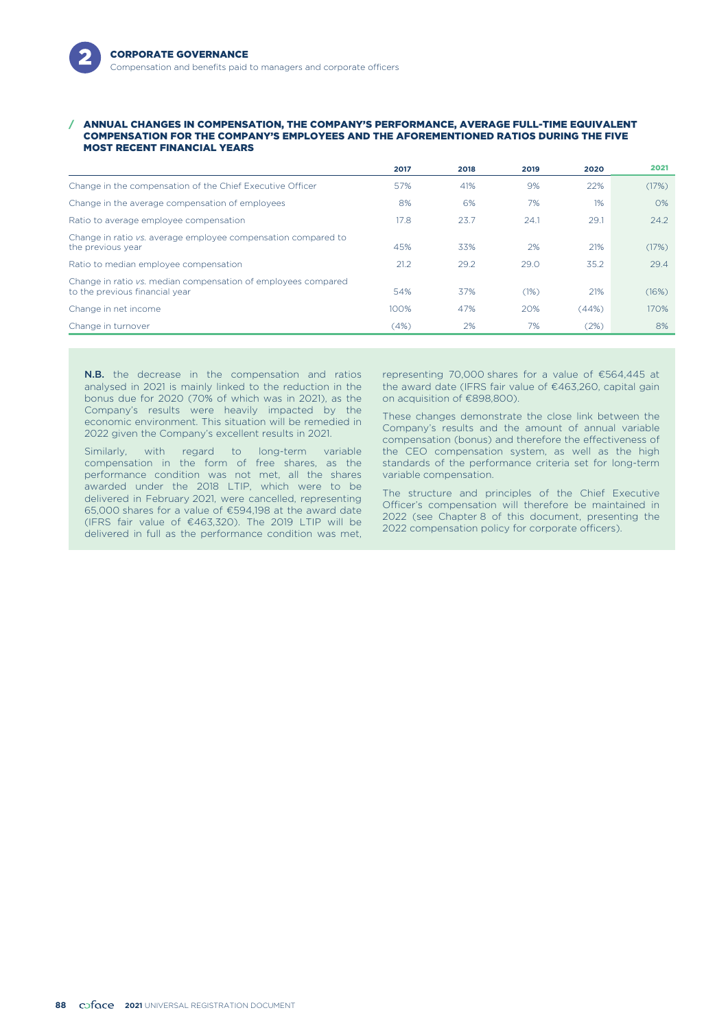### ANNUAL CHANGES IN COMPENSATION, THE COMPANY'S PERFORMANCE, AVERAGE FULL-TIME EQUIVALENT COMPENSATION FOR THE COMPANY'S EMPLOYEES AND THE AFOREMENTIONED RATIOS DURING THE FIVE MOST RECENT FINANCIAL YEARS

| | 2017 | 2018 | 2019 | 2020 | 2021 |
|---|---|---|---|---|---|
| Change in the compensation of the Chief Executive Officer | 57% | 41% | 9% | 22% | (17%) |
| Change in the average compensation of employees | 8% | 6% | 7% | 1% | 0% |
| Ratio to average employee compensation | 17.8 | 23.7 | 24.1 | 29.1 | 24.2 |
| Change in ratio *vs.* average employee compensation compared to the previous year | 45% | 33% | 2% | 21% | (17%) |
| Ratio to median employee compensation | 21.2 | 29.2 | 29.0 | 35.2 | 29.4 |
| Change in ratio *vs.* median compensation of employees compared to the previous financial year | 54% | 37% | (1%) | 21% | (16%) |
| Change in net income | 100% | 47% | 20% | (44%) | 170% |
| Change in turnover | (4%) | 2% | 7% | (2%) | 8% |

**N.B.** the decrease in the compensation and ratios analysed in 2021 is mainly linked to the reduction in the bonus due for 2020 (70% of which was in 2021), as the Company's results were heavily impacted by the economic environment. This situation will be remedied in 2022 given the Company's excellent results in 2021.

Similarly, with regard to long-term variable compensation in the form of free shares, as the performance condition was not met, all the shares awarded under the 2018 LTIP, which were to be delivered in February 2021, were cancelled, representing 65,000 shares for a value of €594,198 at the award date (IFRS fair value of €463,320). The 2019 LTIP will be delivered in full as the performance condition was met, representing 70,000 shares for a value of €564,445 at the award date (IFRS fair value of €463,260, capital gain on acquisition of €898,800).

These changes demonstrate the close link between the Company's results and the amount of annual variable compensation (bonus) and therefore the effectiveness of the CEO compensation system, as well as the high standards of the performance criteria set for long-term variable compensation.

The structure and principles of the Chief Executive Officer's compensation will therefore be maintained in 2022 (see Chapter 8 of this document, presenting the 2022 compensation policy for corporate officers).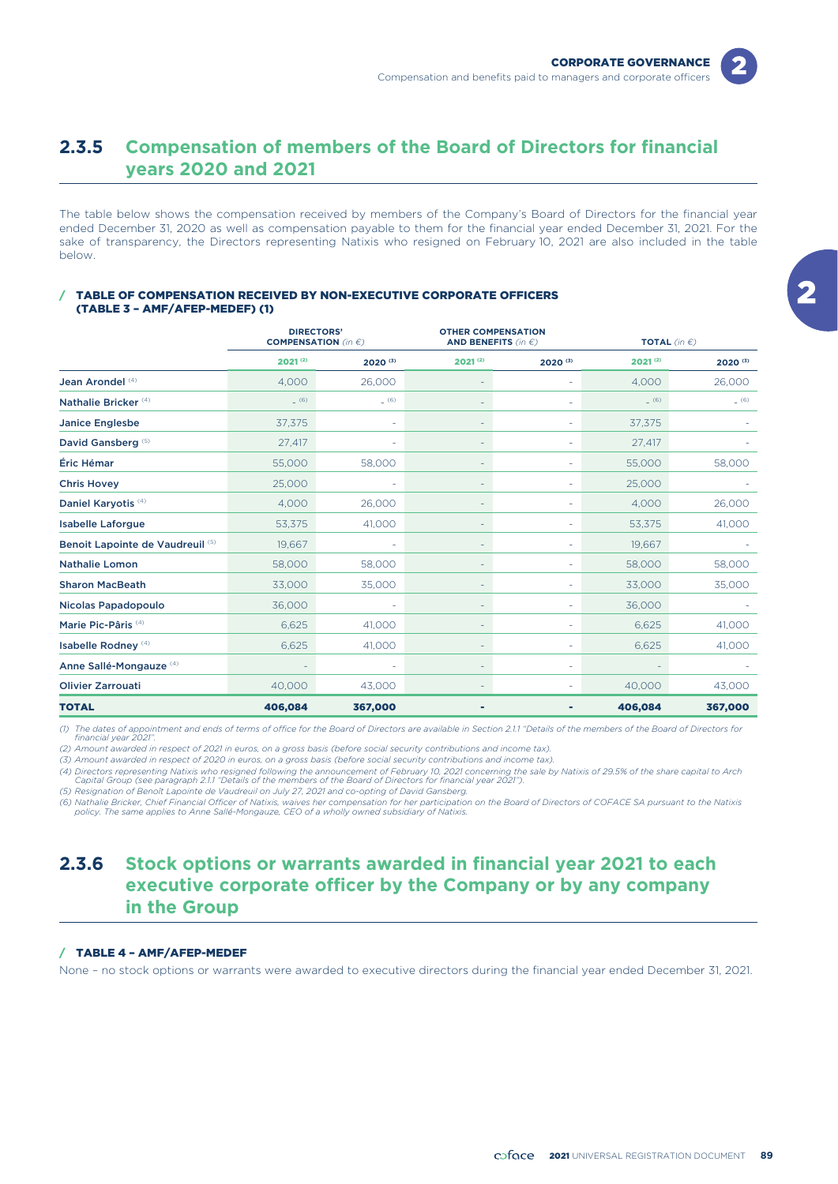## 2.3.5 Compensation of members of the Board of Directors for financial years 2020 and 2021

The table below shows the compensation received by members of the Company's Board of Directors for the financial year ended December 31, 2020 as well as compensation payable to them for the financial year ended December 31, 2021. For the sake of transparency, the Directors representing Natixis who resigned on February 10, 2021 are also included in the table below.

### / TABLE OF COMPENSATION RECEIVED BY NON-EXECUTIVE CORPORATE OFFICERS (TABLE 3 – AMF/AFEP-MEDEF) (1)

| | DIRECTORS' COMPENSATION *(in €)* | | OTHER COMPENSATION AND BENEFITS *(in €)* | | TOTAL *(in €)* | |
|---|---|---|---|---|---|---|
| | 2021 (2) | 2020 (3) | 2021 (2) | 2020 (3) | 2021 (2) | 2020 (3) |
| Jean Arondel (4) | 4,000 | 26,000 | - | - | 4,000 | 26,000 |
| Nathalie Bricker (4) | - (6) | - (6) | - | - | - (6) | - (6) |
| Janice Englesbe | 37,375 | - | - | - | 37,375 | - |
| David Gansberg (5) | 27,417 | - | - | - | 27,417 | - |
| Éric Hémar | 55,000 | 58,000 | - | - | 55,000 | 58,000 |
| Chris Hovey | 25,000 | - | - | - | 25,000 | - |
| Daniel Karyotis (4) | 4,000 | 26,000 | - | - | 4,000 | 26,000 |
| Isabelle Laforgue | 53,375 | 41,000 | - | - | 53,375 | 41,000 |
| Benoit Lapointe de Vaudreuil (5) | 19,667 | - | - | - | 19,667 | - |
| Nathalie Lomon | 58,000 | 58,000 | - | - | 58,000 | 58,000 |
| Sharon MacBeath | 33,000 | 35,000 | - | - | 33,000 | 35,000 |
| Nicolas Papadopoulo | 36,000 | - | - | - | 36,000 | - |
| Marie Pic-Pâris (4) | 6,625 | 41,000 | - | - | 6,625 | 41,000 |
| Isabelle Rodney (4) | 6,625 | 41,000 | - | - | 6,625 | 41,000 |
| Anne Sallé-Mongauze (4) | - | - | - | - | - | - |
| Olivier Zarrouati | 40,000 | 43,000 | - | - | 40,000 | 43,000 |
| **TOTAL** | **406,084** | **367,000** | **-** | **-** | **406,084** | **367,000** |

*(1) The dates of appointment and ends of terms of office for the Board of Directors are available in Section 2.1.1 "Details of the members of the Board of Directors for financial year 2021".*

*(2) Amount awarded in respect of 2021 in euros, on a gross basis (before social security contributions and income tax).*

*(3) Amount awarded in respect of 2020 in euros, on a gross basis (before social security contributions and income tax).*

*(4) Directors representing Natixis who resigned following the announcement of February 10, 2021 concerning the sale by Natixis of 29.5% of the share capital to Arch Capital Group (see paragraph 2.1.1 "Details of the members of the Board of Directors for financial year 2021").*

*(5) Resignation of Benoît Lapointe de Vaudreuil on July 27, 2021 and co-opting of David Gansberg.*

*(6) Nathalie Bricker, Chief Financial Officer of Natixis, waives her compensation for her participation on the Board of Directors of COFACE SA pursuant to the Natixis policy. The same applies to Anne Sallé-Mongauze, CEO of a wholly owned subsidiary of Natixis.*

## 2.3.6 Stock options or warrants awarded in financial year 2021 to each executive corporate officer by the Company or by any company in the Group

### / TABLE 4 – AMF/AFEP-MEDEF

None – no stock options or warrants were awarded to executive directors during the financial year ended December 31, 2021.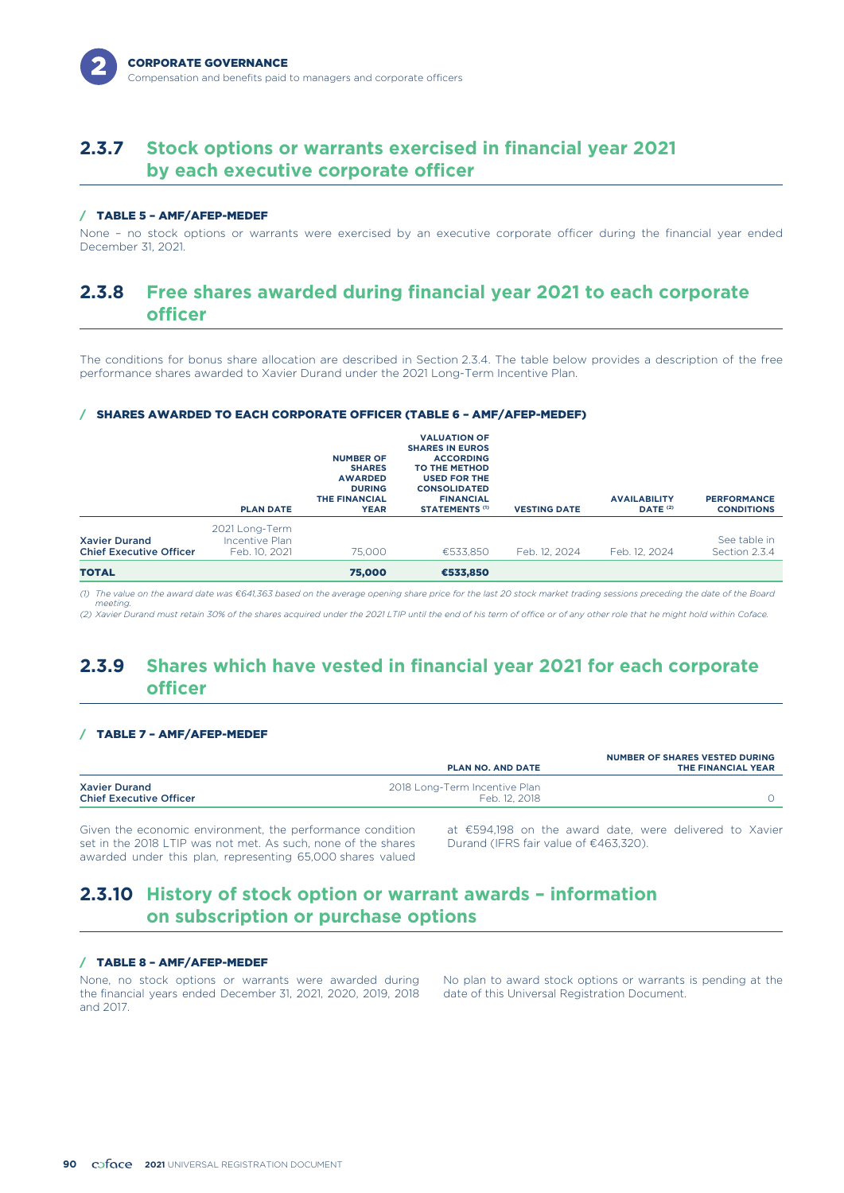## 2.3.7 Stock options or warrants exercised in financial year 2021 by each executive corporate officer

### / TABLE 5 – AMF/AFEP-MEDEF

None – no stock options or warrants were exercised by an executive corporate officer during the financial year ended December 31, 2021.

## 2.3.8 Free shares awarded during financial year 2021 to each corporate officer

The conditions for bonus share allocation are described in Section 2.3.4. The table below provides a description of the free performance shares awarded to Xavier Durand under the 2021 Long-Term Incentive Plan.

### / SHARES AWARDED TO EACH CORPORATE OFFICER (TABLE 6 – AMF/AFEP-MEDEF)

| | PLAN DATE | NUMBER OF SHARES AWARDED DURING THE FINANCIAL YEAR | VALUATION OF SHARES IN EUROS ACCORDING TO THE METHOD USED FOR THE CONSOLIDATED FINANCIAL STATEMENTS (1) | VESTING DATE | AVAILABILITY DATE (2) | PERFORMANCE CONDITIONS |
|---|---|---|---|---|---|---|
| **Xavier Durand Chief Executive Officer** | 2021 Long-Term Incentive Plan Feb. 10, 2021 | 75,000 | €533,850 | Feb. 12, 2024 | Feb. 12, 2024 | See table in Section 2.3.4 |
| **TOTAL** | | **75,000** | **€533,850** | | | |

*(1) The value on the award date was €641,363 based on the average opening share price for the last 20 stock market trading sessions preceding the date of the Board meeting.*
*(2) Xavier Durand must retain 30% of the shares acquired under the 2021 LTIP until the end of his term of office or of any other role that he might hold within Coface.*

## 2.3.9 Shares which have vested in financial year 2021 for each corporate officer

### / TABLE 7 – AMF/AFEP-MEDEF

| | PLAN NO. AND DATE | NUMBER OF SHARES VESTED DURING THE FINANCIAL YEAR |
|---|---|---|
| **Xavier Durand Chief Executive Officer** | 2018 Long-Term Incentive Plan Feb. 12, 2018 | 0 |

Given the economic environment, the performance condition set in the 2018 LTIP was not met. As such, none of the shares awarded under this plan, representing 65,000 shares valued at €594,198 on the award date, were delivered to Xavier Durand (IFRS fair value of €463,320).

## 2.3.10 History of stock option or warrant awards – information on subscription or purchase options

### / TABLE 8 – AMF/AFEP-MEDEF

None, no stock options or warrants were awarded during the financial years ended December 31, 2021, 2020, 2019, 2018 and 2017.

No plan to award stock options or warrants is pending at the date of this Universal Registration Document.